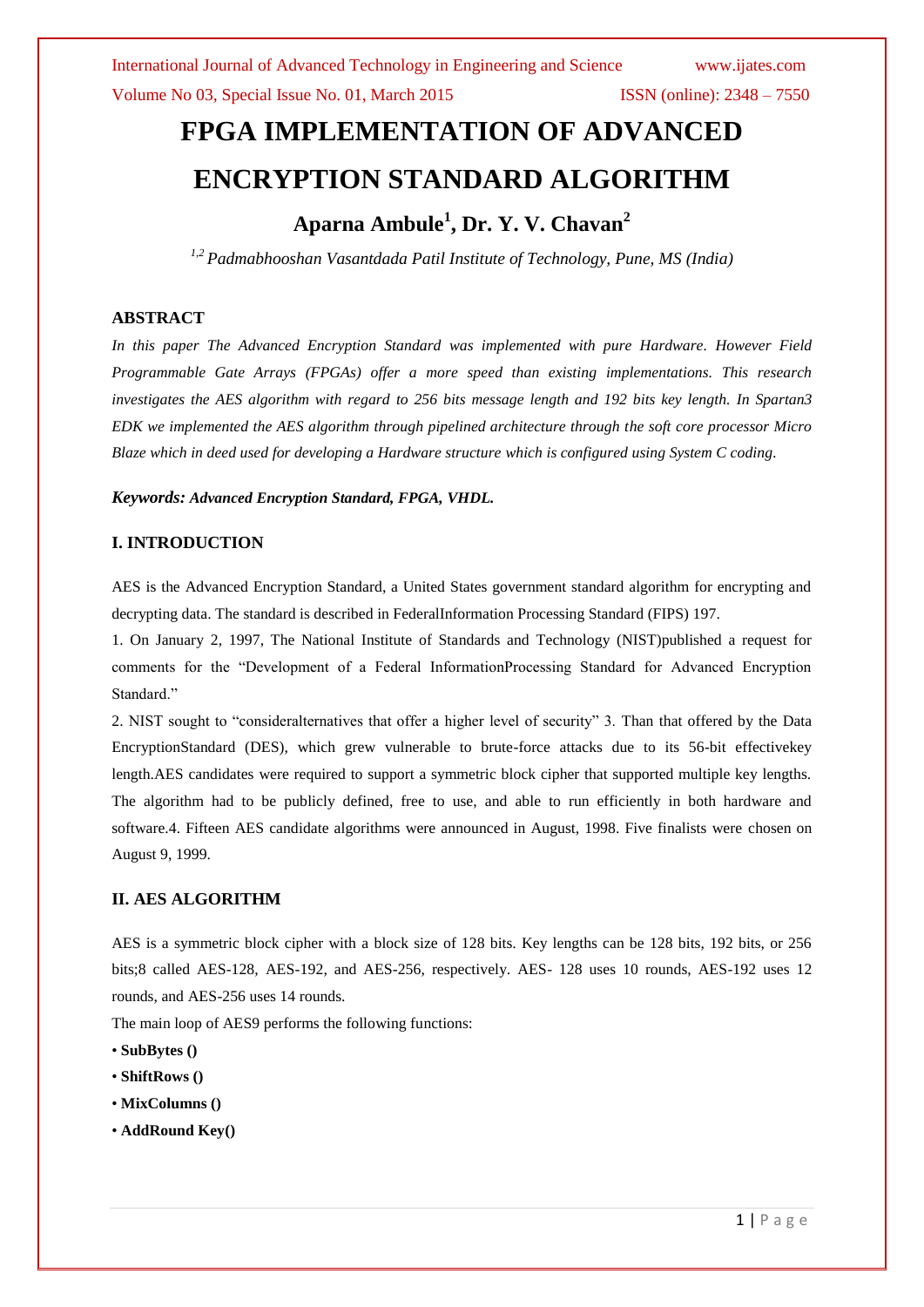# FPGA IMPLEMENTATION OF ADVANCED ENCRYPTION STANDARD ALGORITHM

## Aparna Ambule[1], Dr. Y. V. Chavan[2]

*[1,2] Padmabhooshan Vasantdada Patil Institute of Technology, Pune, MS (India)*

### ABSTRACT

*In this paper The Advanced Encryption Standard was implemented with pure Hardware. However Field Programmable Gate Arrays (FPGAs) offer a more speed than existing implementations. This research investigates the AES algorithm with regard to 256 bits message length and 192 bits key length. In Spartan3 EDK we implemented the AES algorithm through pipelined architecture through the soft core processor Micro Blaze which in deed used for developing a Hardware structure which is configured using System C coding.*

***Keywords:** Advanced Encryption Standard, FPGA, VHDL.*

### I. INTRODUCTION

AES is the Advanced Encryption Standard, a United States government standard algorithm for encrypting and decrypting data. The standard is described in FederalInformation Processing Standard (FIPS) 197.

1. On January 2, 1997, The National Institute of Standards and Technology (NIST)published a request for comments for the "Development of a Federal InformationProcessing Standard for Advanced Encryption Standard."

2. NIST sought to "consideralternatives that offer a higher level of security" 3. Than that offered by the Data EncryptionStandard (DES), which grew vulnerable to brute-force attacks due to its 56-bit effectivekey length.AES candidates were required to support a symmetric block cipher that supported multiple key lengths. The algorithm had to be publicly defined, free to use, and able to run efficiently in both hardware and software.4. Fifteen AES candidate algorithms were announced in August, 1998. Five finalists were chosen on August 9, 1999.

### II. AES ALGORITHM

AES is a symmetric block cipher with a block size of 128 bits. Key lengths can be 128 bits, 192 bits, or 256 bits;8 called AES-128, AES-192, and AES-256, respectively. AES- 128 uses 10 rounds, AES-192 uses 12 rounds, and AES-256 uses 14 rounds.

The main loop of AES9 performs the following functions:

- **SubBytes ()**
- **ShiftRows ()**
- **MixColumns ()**
- **AddRound Key()**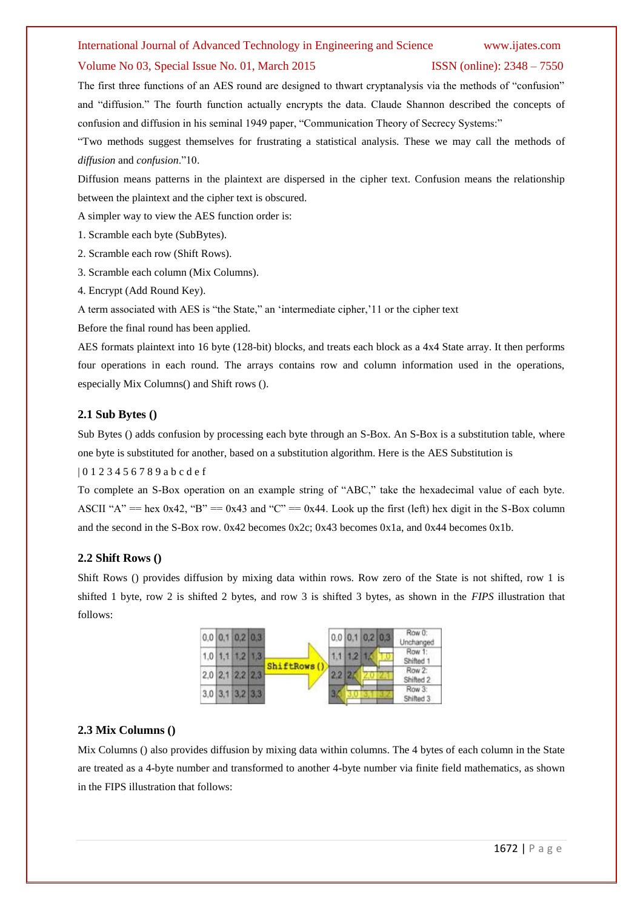The first three functions of an AES round are designed to thwart cryptanalysis via the methods of "confusion" and "diffusion." The fourth function actually encrypts the data. Claude Shannon described the concepts of confusion and diffusion in his seminal 1949 paper, "Communication Theory of Secrecy Systems:"

"Two methods suggest themselves for frustrating a statistical analysis. These we may call the methods of *diffusion* and *confusion*."10.

Diffusion means patterns in the plaintext are dispersed in the cipher text. Confusion means the relationship between the plaintext and the cipher text is obscured.

A simpler way to view the AES function order is:

1. Scramble each byte (SubBytes).
2. Scramble each row (Shift Rows).
3. Scramble each column (Mix Columns).
4. Encrypt (Add Round Key).

A term associated with AES is "the State," an 'intermediate cipher,'11 or the cipher text

Before the final round has been applied.

AES formats plaintext into 16 byte (128-bit) blocks, and treats each block as a 4x4 State array. It then performs four operations in each round. The arrays contains row and column information used in the operations, especially Mix Columns() and Shift rows ().

### 2.1 Sub Bytes ()

Sub Bytes () adds confusion by processing each byte through an S-Box. An S-Box is a substitution table, where one byte is substituted for another, based on a substitution algorithm. Here is the AES Substitution is

| 0 1 2 3 4 5 6 7 8 9 a b c d e f

To complete an S-Box operation on an example string of "ABC," take the hexadecimal value of each byte. ASCII "A" == hex 0x42, "B" == 0x43 and "C" == 0x44. Look up the first (left) hex digit in the S-Box column and the second in the S-Box row. 0x42 becomes 0x2c; 0x43 becomes 0x1a, and 0x44 becomes 0x1b.

### 2.2 Shift Rows ()

Shift Rows () provides diffusion by mixing data within rows. Row zero of the State is not shifted, row 1 is shifted 1 byte, row 2 is shifted 2 bytes, and row 3 is shifted 3 bytes, as shown in the *FIPS* illustration that follows:

### 2.3 Mix Columns ()

Mix Columns () also provides diffusion by mixing data within columns. The 4 bytes of each column in the State are treated as a 4-byte number and transformed to another 4-byte number via finite field mathematics, as shown in the FIPS illustration that follows: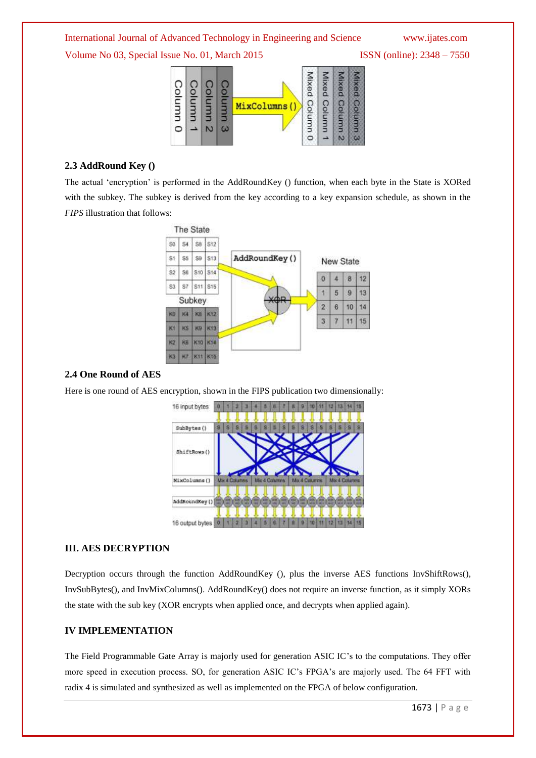### 2.3 AddRound Key ()

The actual 'encryption' is performed in the AddRoundKey () function, when each byte in the State is XORed with the subkey. The subkey is derived from the key according to a key expansion schedule, as shown in the *FIPS* illustration that follows:

### 2.4 One Round of AES

Here is one round of AES encryption, shown in the FIPS publication two dimensionally:

## III. AES DECRYPTION

Decryption occurs through the function AddRoundKey (), plus the inverse AES functions InvShiftRows(), InvSubBytes(), and InvMixColumns(). AddRoundKey() does not require an inverse function, as it simply XORs the state with the sub key (XOR encrypts when applied once, and decrypts when applied again).

## IV IMPLEMENTATION

The Field Programmable Gate Array is majorly used for generation ASIC IC's to the computations. They offer more speed in execution process. SO, for generation ASIC IC's FPGA's are majorly used. The 64 FFT with radix 4 is simulated and synthesized as well as implemented on the FPGA of below configuration.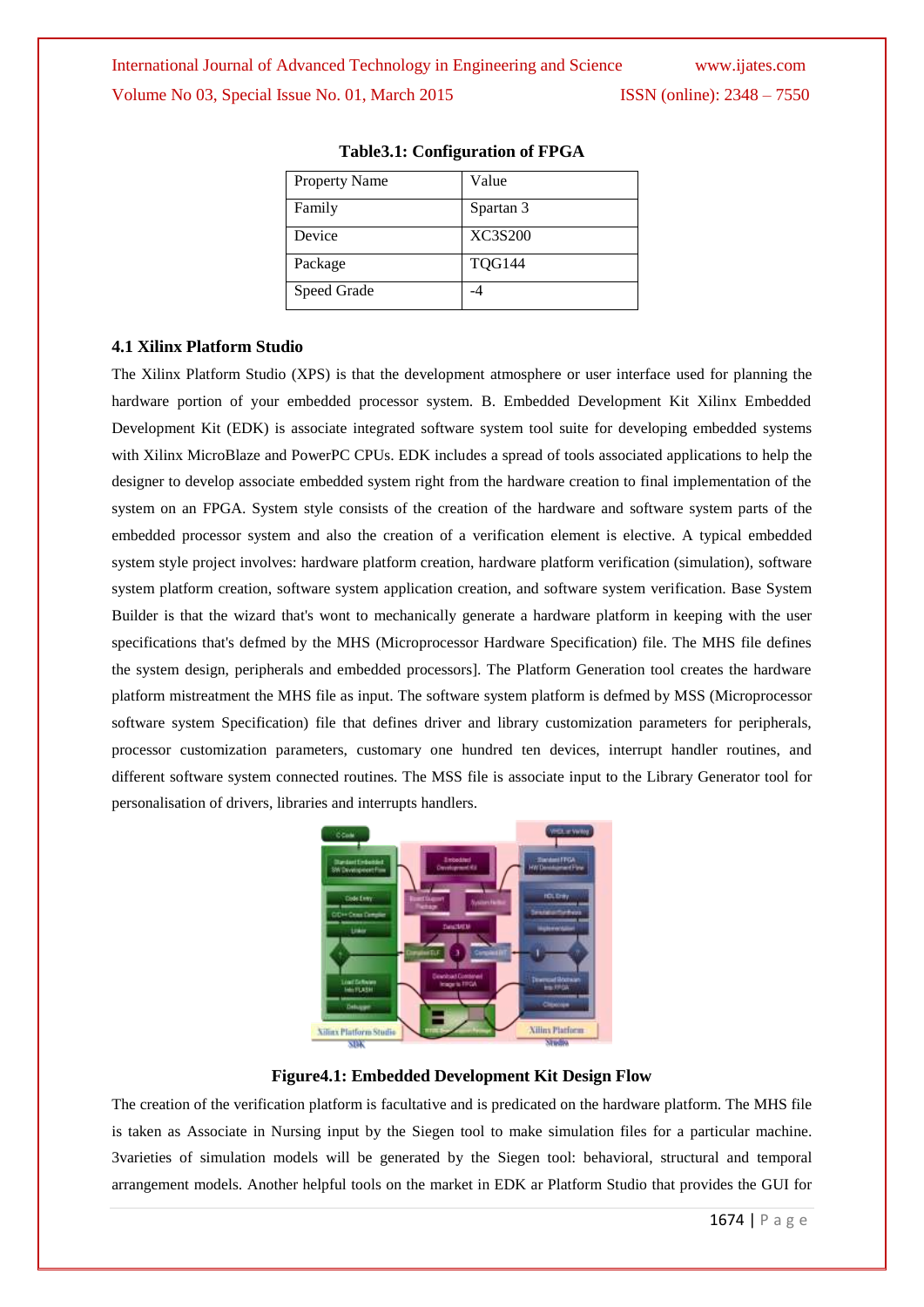**Table3.1: Configuration of FPGA**

| Property Name | Value |
| --- | --- |
| Family | Spartan 3 |
| Device | XC3S200 |
| Package | TQG144 |
| Speed Grade | -4 |

### 4.1 Xilinx Platform Studio

The Xilinx Platform Studio (XPS) is that the development atmosphere or user interface used for planning the hardware portion of your embedded processor system. B. Embedded Development Kit Xilinx Embedded Development Kit (EDK) is associate integrated software system tool suite for developing embedded systems with Xilinx MicroBlaze and PowerPC CPUs. EDK includes a spread of tools associated applications to help the designer to develop associate embedded system right from the hardware creation to final implementation of the system on an FPGA. System style consists of the creation of the hardware and software system parts of the embedded processor system and also the creation of a verification element is elective. A typical embedded system style project involves: hardware platform creation, hardware platform verification (simulation), software system platform creation, software system application creation, and software system verification. Base System Builder is that the wizard that's wont to mechanically generate a hardware platform in keeping with the user specifications that's defmed by the MHS (Microprocessor Hardware Specification) file. The MHS file defines the system design, peripherals and embedded processors]. The Platform Generation tool creates the hardware platform mistreatment the MHS file as input. The software system platform is defmed by MSS (Microprocessor software system Specification) file that defines driver and library customization parameters for peripherals, processor customization parameters, customary one hundred ten devices, interrupt handler routines, and different software system connected routines. The MSS file is associate input to the Library Generator tool for personalisation of drivers, libraries and interrupts handlers.

**Figure4.1: Embedded Development Kit Design Flow**

The creation of the verification platform is facultative and is predicated on the hardware platform. The MHS file is taken as Associate in Nursing input by the Siegen tool to make simulation files for a particular machine. 3varieties of simulation models will be generated by the Siegen tool: behavioral, structural and temporal arrangement models. Another helpful tools on the market in EDK ar Platform Studio that provides the GUI for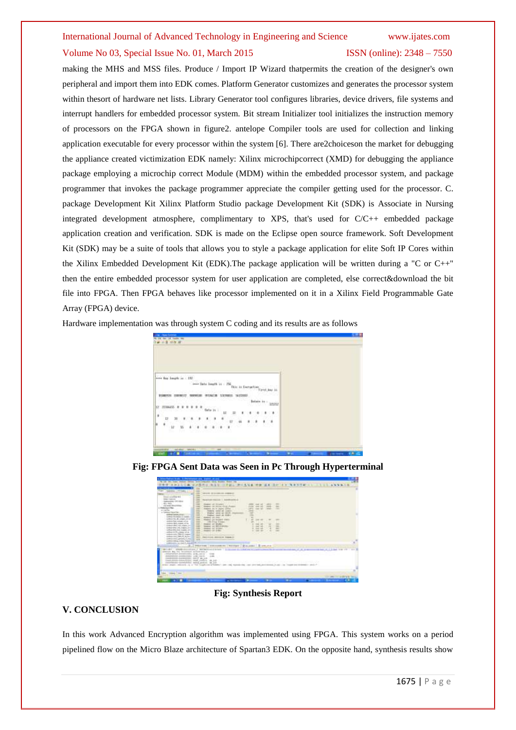making the MHS and MSS files. Produce / Import IP Wizard thatpermits the creation of the designer's own peripheral and import them into EDK comes. Platform Generator customizes and generates the processor system within thesort of hardware net lists. Library Generator tool configures libraries, device drivers, file systems and interrupt handlers for embedded processor system. Bit stream Initializer tool initializes the instruction memory of processors on the FPGA shown in figure2. antelope Compiler tools are used for collection and linking application executable for every processor within the system [6]. There are2choiceson the market for debugging the appliance created victimization EDK namely: Xilinx microchipcorrect (XMD) for debugging the appliance package employing a microchip correct Module (MDM) within the embedded processor system, and package programmer that invokes the package programmer appreciate the compiler getting used for the processor. C. package Development Kit Xilinx Platform Studio package Development Kit (SDK) is Associate in Nursing integrated development atmosphere, complimentary to XPS, that's used for C/C++ embedded package application creation and verification. SDK is made on the Eclipse open source framework. Soft Development Kit (SDK) may be a suite of tools that allows you to style a package application for elite Soft IP Cores within the Xilinx Embedded Development Kit (EDK).The package application will be written during a "C or C++" then the entire embedded processor system for user application are completed, else correct&download the bit file into FPGA. Then FPGA behaves like processor implemented on it in a Xilinx Field Programmable Gate Array (FPGA) device.

Hardware implementation was through system C coding and its results are as follows

**Fig: FPGA Sent Data was Seen in Pc Through Hyperterminal**

**Fig: Synthesis Report**

## V. CONCLUSION

In this work Advanced Encryption algorithm was implemented using FPGA. This system works on a period pipelined flow on the Micro Blaze architecture of Spartan3 EDK. On the opposite hand, synthesis results show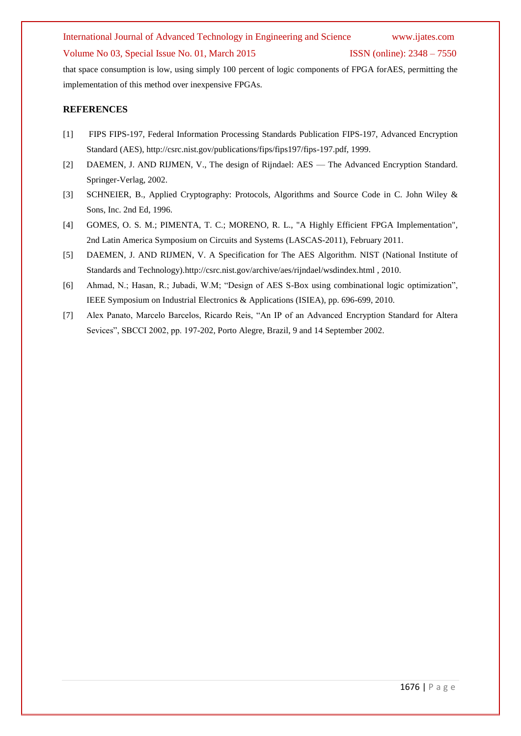that space consumption is low, using simply 100 percent of logic components of FPGA forAES, permitting the implementation of this method over inexpensive FPGAs.

## REFERENCES

[1] FIPS FIPS-197, Federal Information Processing Standards Publication FIPS-197, Advanced Encryption Standard (AES), http://csrc.nist.gov/publications/fips/fips197/fips-197.pdf, 1999.

[2] DAEMEN, J. AND RIJMEN, V., The design of Rijndael: AES — The Advanced Encryption Standard. Springer-Verlag, 2002.

[3] SCHNEIER, B., Applied Cryptography: Protocols, Algorithms and Source Code in C. John Wiley & Sons, Inc. 2nd Ed, 1996.

[4] GOMES, O. S. M.; PIMENTA, T. C.; MORENO, R. L., "A Highly Efficient FPGA Implementation", 2nd Latin America Symposium on Circuits and Systems (LASCAS-2011), February 2011.

[5] DAEMEN, J. AND RIJMEN, V. A Specification for The AES Algorithm. NIST (National Institute of Standards and Technology).http://csrc.nist.gov/archive/aes/rijndael/wsdindex.html , 2010.

[6] Ahmad, N.; Hasan, R.; Jubadi, W.M; "Design of AES S-Box using combinational logic optimization", IEEE Symposium on Industrial Electronics & Applications (ISIEA), pp. 696-699, 2010.

[7] Alex Panato, Marcelo Barcelos, Ricardo Reis, "An IP of an Advanced Encryption Standard for Altera Sevices", SBCCI 2002, pp. 197-202, Porto Alegre, Brazil, 9 and 14 September 2002.